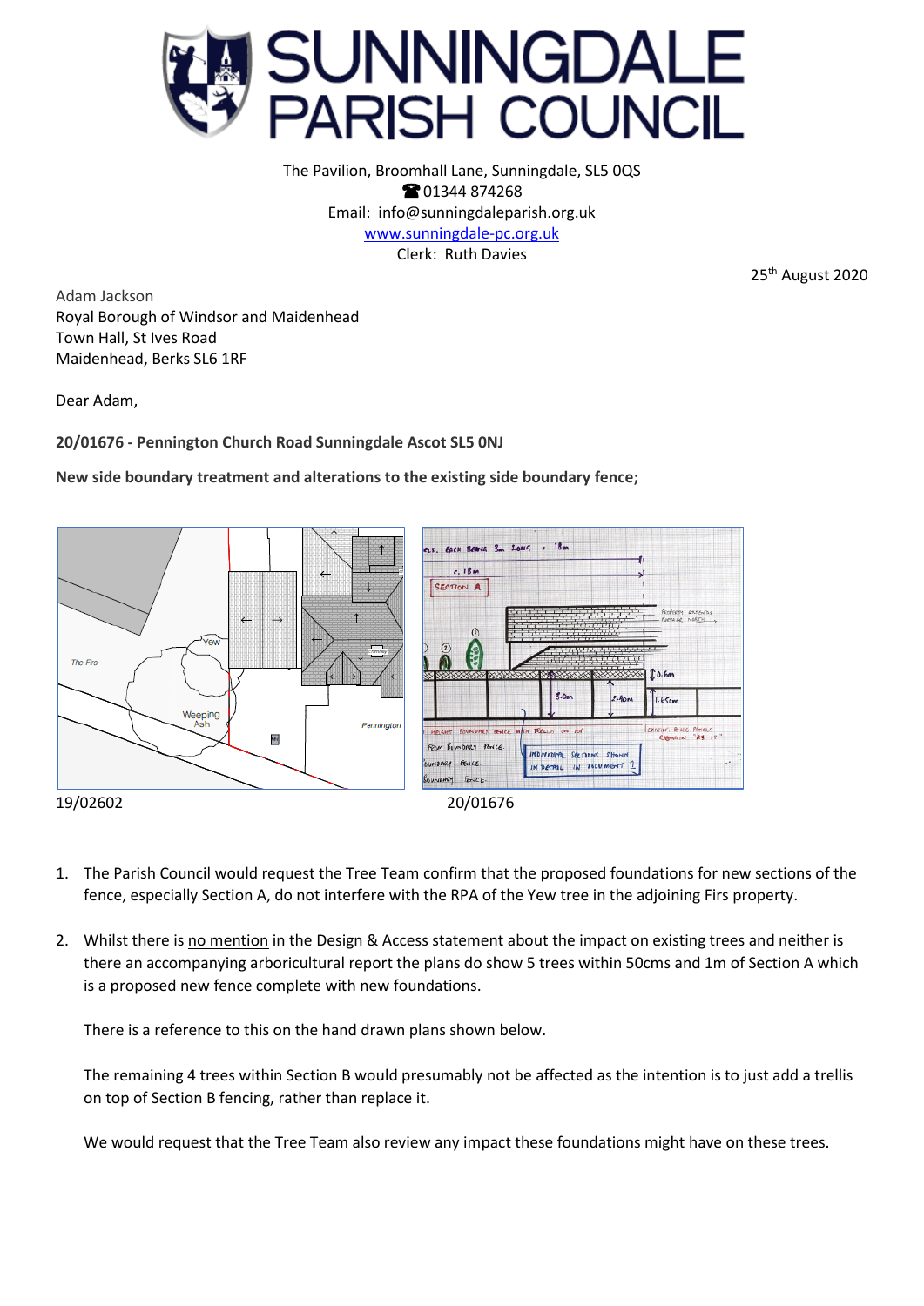# SUNNINGDALE PARISH COUNCIL

The Pavilion, Broomhall Lane, Sunningdale, SL5 0QS
☎ 01344 874268
Email: info@sunningdaleparish.org.uk
www.sunningdale-pc.org.uk
Clerk: Ruth Davies

25th August 2020

Adam Jackson
Royal Borough of Windsor and Maidenhead
Town Hall, St Ives Road
Maidenhead, Berks SL6 1RF

Dear Adam,

**20/01676 - Pennington Church Road Sunningdale Ascot SL5 0NJ**

**New side boundary treatment and alterations to the existing side boundary fence;**

19/02602 20/01676

1. The Parish Council would request the Tree Team confirm that the proposed foundations for new sections of the fence, especially Section A, do not interfere with the RPA of the Yew tree in the adjoining Firs property.

2. Whilst there is <u>no mention</u> in the Design & Access statement about the impact on existing trees and neither is there an accompanying arboricultural report the plans do show 5 trees within 50cms and 1m of Section A which is a proposed new fence complete with new foundations.

   There is a reference to this on the hand drawn plans shown below.

   The remaining 4 trees within Section B would presumably not be affected as the intention is to just add a trellis on top of Section B fencing, rather than replace it.

   We would request that the Tree Team also review any impact these foundations might have on these trees.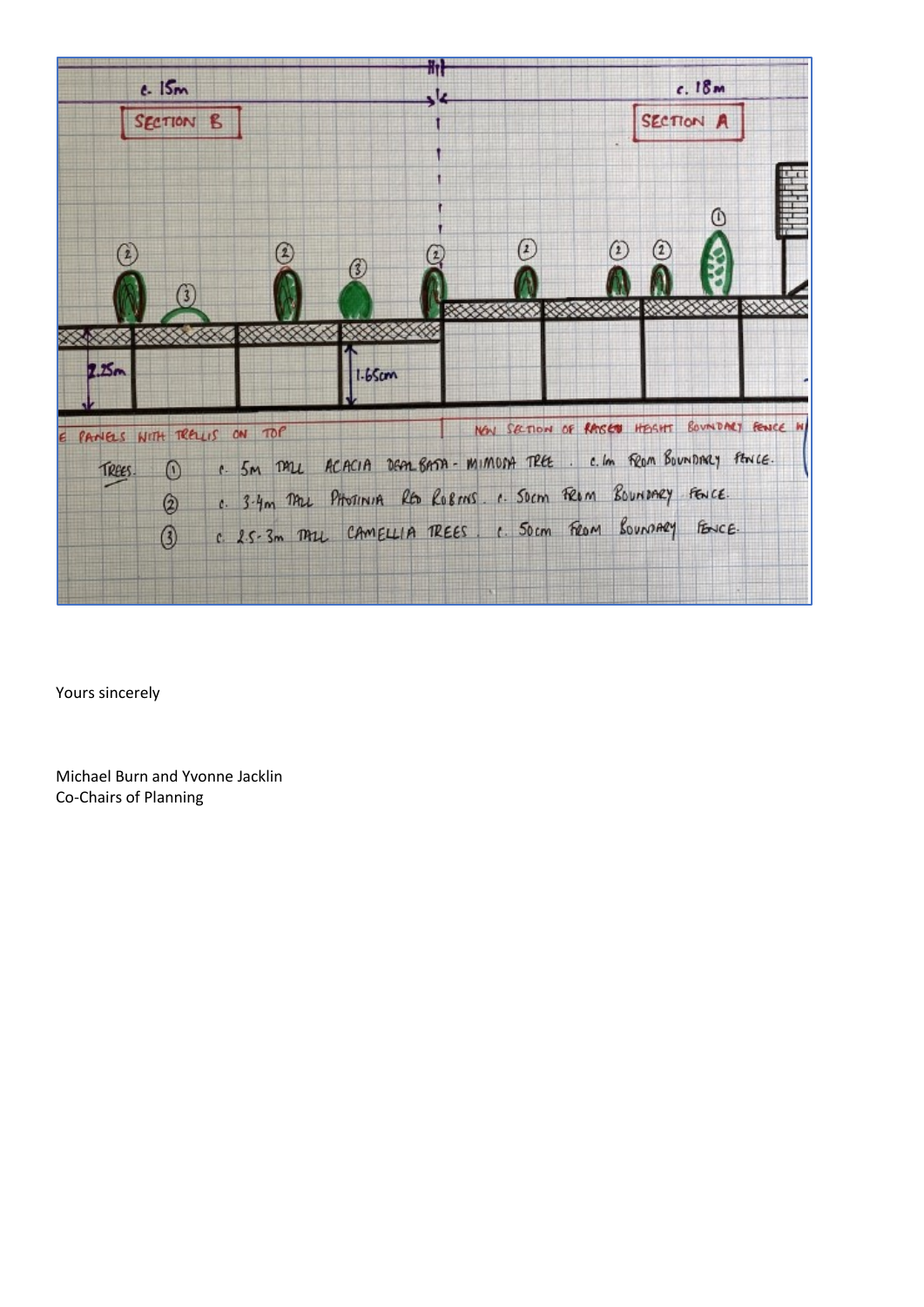c. 15m

SECTION B

c. 18m

SECTION A

2.25m

1.65cm

E PANELS WITH TRELLIS ON TOP

NEW SECTION OF RAISED HEIGHT BOUNDARY FENCE W

TREES. ① c. 5m TALL ACACIA DEALBATA - MIMOSA TREE. c. 1m FROM BOUNDARY FENCE.

② c. 3-4m TALL PHOTINIA RED ROBINS. c. 50cm FROM BOUNDARY FENCE.

③ c. 2.5-3m TALL CAMELLIA TREES. c. 50cm FROM BOUNDARY FENCE.

Yours sincerely

Michael Burn and Yvonne Jacklin
Co-Chairs of Planning